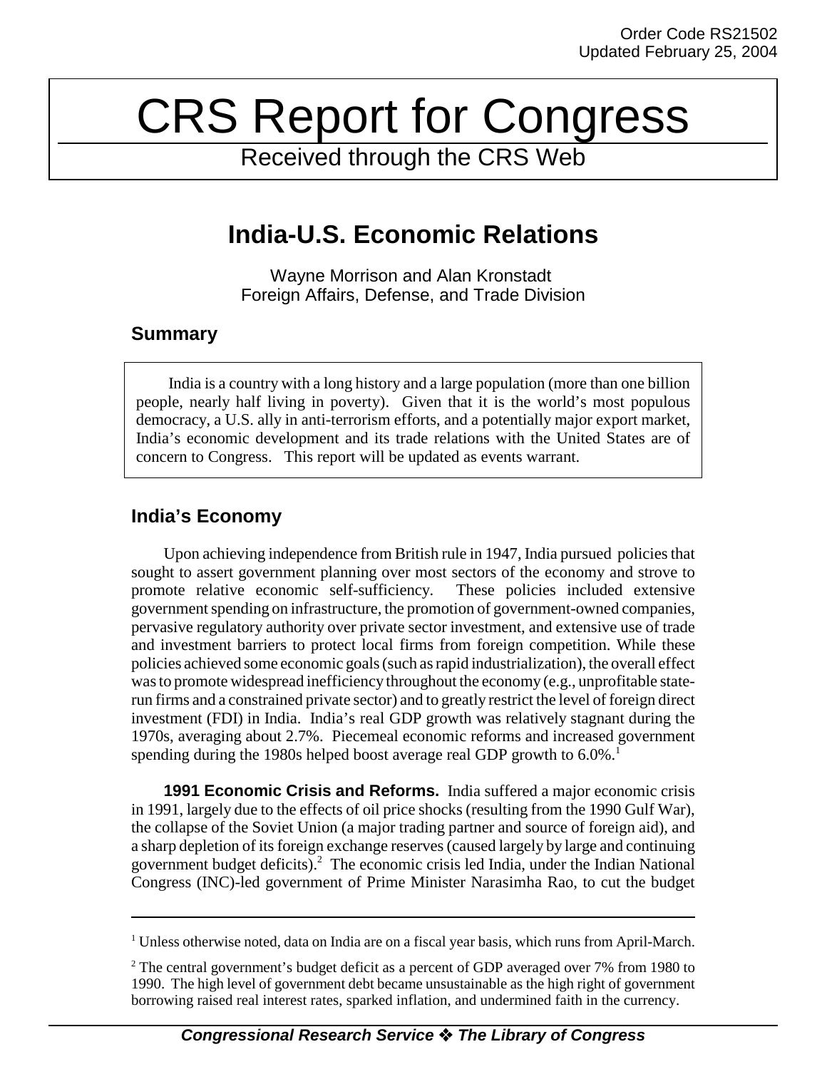Order Code RS21502
Updated February 25, 2004

# CRS Report for Congress

Received through the CRS Web

## India-U.S. Economic Relations

Wayne Morrison and Alan Kronstadt
Foreign Affairs, Defense, and Trade Division

### Summary

India is a country with a long history and a large population (more than one billion people, nearly half living in poverty). Given that it is the world's most populous democracy, a U.S. ally in anti-terrorism efforts, and a potentially major export market, India's economic development and its trade relations with the United States are of concern to Congress. This report will be updated as events warrant.

### India's Economy

Upon achieving independence from British rule in 1947, India pursued policies that sought to assert government planning over most sectors of the economy and strove to promote relative economic self-sufficiency. These policies included extensive government spending on infrastructure, the promotion of government-owned companies, pervasive regulatory authority over private sector investment, and extensive use of trade and investment barriers to protect local firms from foreign competition. While these policies achieved some economic goals (such as rapid industrialization), the overall effect was to promote widespread inefficiency throughout the economy (e.g., unprofitable state-run firms and a constrained private sector) and to greatly restrict the level of foreign direct investment (FDI) in India. India's real GDP growth was relatively stagnant during the 1970s, averaging about 2.7%. Piecemeal economic reforms and increased government spending during the 1980s helped boost average real GDP growth to 6.0%.[1]

**1991 Economic Crisis and Reforms.** India suffered a major economic crisis in 1991, largely due to the effects of oil price shocks (resulting from the 1990 Gulf War), the collapse of the Soviet Union (a major trading partner and source of foreign aid), and a sharp depletion of its foreign exchange reserves (caused largely by large and continuing government budget deficits).[2] The economic crisis led India, under the Indian National Congress (INC)-led government of Prime Minister Narasimha Rao, to cut the budget

---

[1] Unless otherwise noted, data on India are on a fiscal year basis, which runs from April-March.

[2] The central government's budget deficit as a percent of GDP averaged over 7% from 1980 to 1990. The high level of government debt became unsustainable as the high right of government borrowing raised real interest rates, sparked inflation, and undermined faith in the currency.

**Congressional Research Service ❖ The Library of Congress**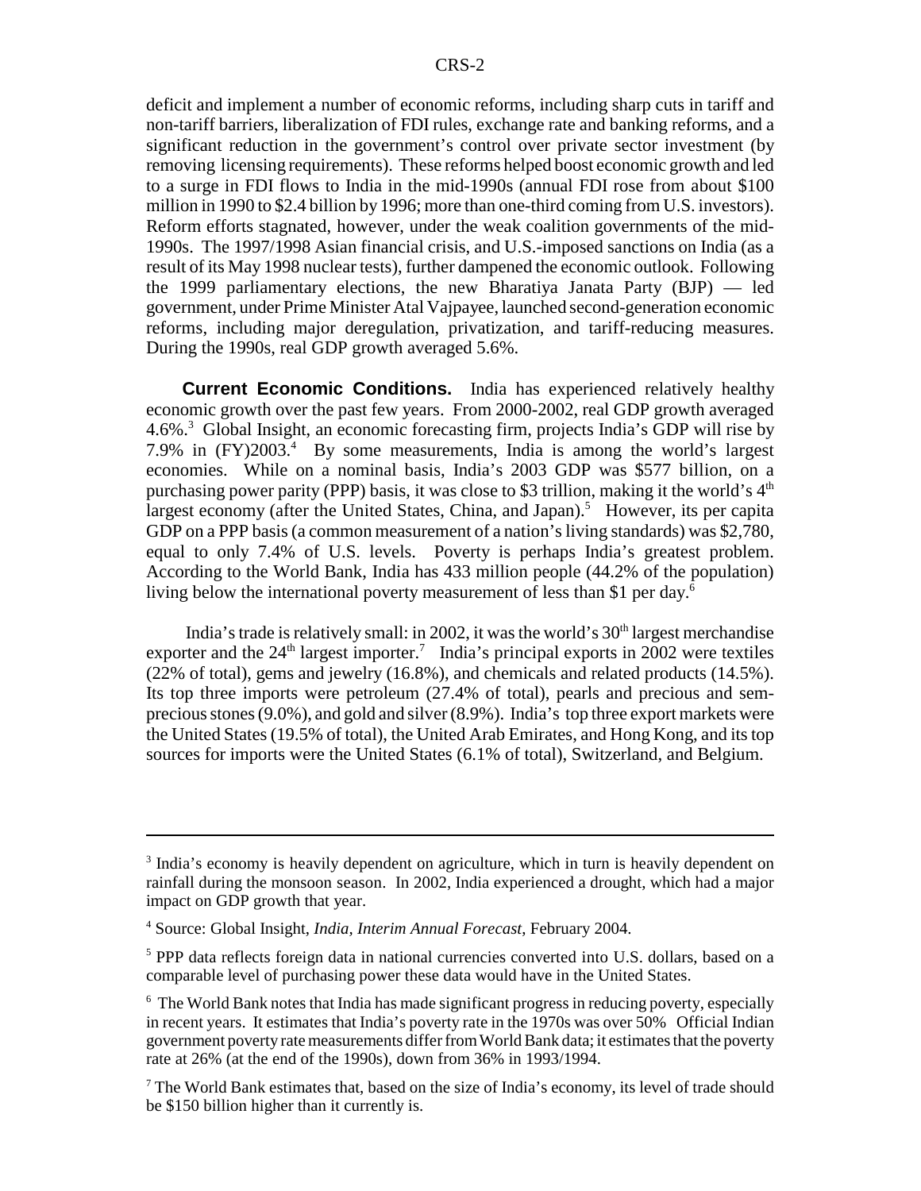deficit and implement a number of economic reforms, including sharp cuts in tariff and non-tariff barriers, liberalization of FDI rules, exchange rate and banking reforms, and a significant reduction in the government's control over private sector investment (by removing licensing requirements). These reforms helped boost economic growth and led to a surge in FDI flows to India in the mid-1990s (annual FDI rose from about $100 million in 1990 to $2.4 billion by 1996; more than one-third coming from U.S. investors). Reform efforts stagnated, however, under the weak coalition governments of the mid-1990s. The 1997/1998 Asian financial crisis, and U.S.-imposed sanctions on India (as a result of its May 1998 nuclear tests), further dampened the economic outlook. Following the 1999 parliamentary elections, the new Bharatiya Janata Party (BJP) — led government, under Prime Minister Atal Vajpayee, launched second-generation economic reforms, including major deregulation, privatization, and tariff-reducing measures. During the 1990s, real GDP growth averaged 5.6%.

**Current Economic Conditions.** India has experienced relatively healthy economic growth over the past few years. From 2000-2002, real GDP growth averaged 4.6%.[3] Global Insight, an economic forecasting firm, projects India's GDP will rise by 7.9% in (FY)2003.[4] By some measurements, India is among the world's largest economies. While on a nominal basis, India's 2003 GDP was $577 billion, on a purchasing power parity (PPP) basis, it was close to $3 trillion, making it the world's 4th largest economy (after the United States, China, and Japan).[5] However, its per capita GDP on a PPP basis (a common measurement of a nation's living standards) was $2,780, equal to only 7.4% of U.S. levels. Poverty is perhaps India's greatest problem. According to the World Bank, India has 433 million people (44.2% of the population) living below the international poverty measurement of less than $1 per day.[6]

India's trade is relatively small: in 2002, it was the world's 30th largest merchandise exporter and the 24th largest importer.[7] India's principal exports in 2002 were textiles (22% of total), gems and jewelry (16.8%), and chemicals and related products (14.5%). Its top three imports were petroleum (27.4% of total), pearls and precious and sem-precious stones (9.0%), and gold and silver (8.9%). India's top three export markets were the United States (19.5% of total), the United Arab Emirates, and Hong Kong, and its top sources for imports were the United States (6.1% of total), Switzerland, and Belgium.

---

[3] India's economy is heavily dependent on agriculture, which in turn is heavily dependent on rainfall during the monsoon season. In 2002, India experienced a drought, which had a major impact on GDP growth that year.

[4] Source: Global Insight, *India, Interim Annual Forecast*, February 2004.

[5] PPP data reflects foreign data in national currencies converted into U.S. dollars, based on a comparable level of purchasing power these data would have in the United States.

[6] The World Bank notes that India has made significant progress in reducing poverty, especially in recent years. It estimates that India's poverty rate in the 1970s was over 50% Official Indian government poverty rate measurements differ from World Bank data; it estimates that the poverty rate at 26% (at the end of the 1990s), down from 36% in 1993/1994.

[7] The World Bank estimates that, based on the size of India's economy, its level of trade should be $150 billion higher than it currently is.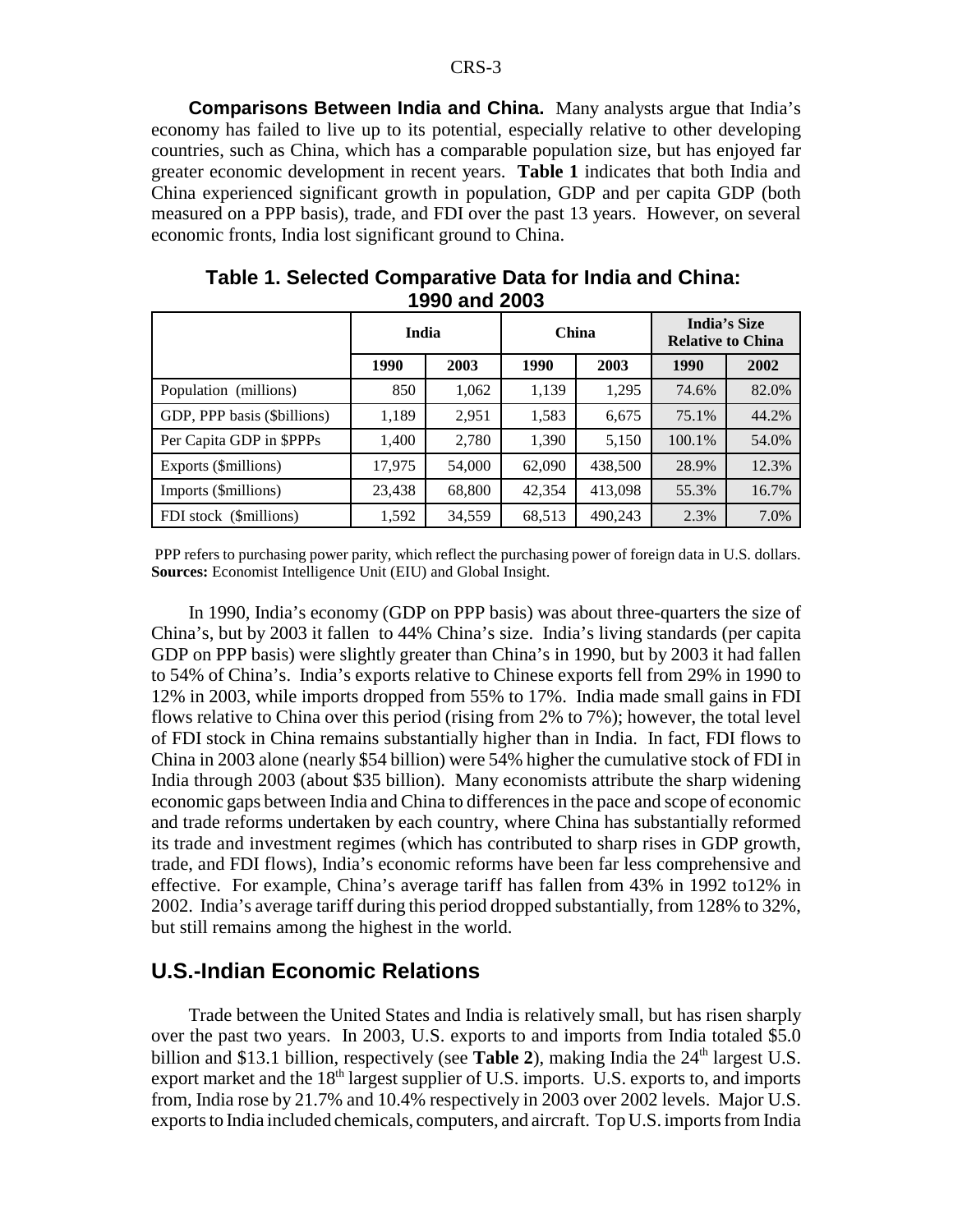**Comparisons Between India and China.** Many analysts argue that India's economy has failed to live up to its potential, especially relative to other developing countries, such as China, which has a comparable population size, but has enjoyed far greater economic development in recent years. **Table 1** indicates that both India and China experienced significant growth in population, GDP and per capita GDP (both measured on a PPP basis), trade, and FDI over the past 13 years. However, on several economic fronts, India lost significant ground to China.

**Table 1. Selected Comparative Data for India and China: 1990 and 2003**

| | India | | China | | India's Size Relative to China | |
|---|---|---|---|---|---|---|
| | 1990 | 2003 | 1990 | 2003 | 1990 | 2002 |
| Population (millions) | 850 | 1,062 | 1,139 | 1,295 | 74.6% | 82.0% |
| GDP, PPP basis ($billions) | 1,189 | 2,951 | 1,583 | 6,675 | 75.1% | 44.2% |
| Per Capita GDP in $PPPs | 1,400 | 2,780 | 1,390 | 5,150 | 100.1% | 54.0% |
| Exports ($millions) | 17,975 | 54,000 | 62,090 | 438,500 | 28.9% | 12.3% |
| Imports ($millions) | 23,438 | 68,800 | 42,354 | 413,098 | 55.3% | 16.7% |
| FDI stock ($millions) | 1,592 | 34,559 | 68,513 | 490,243 | 2.3% | 7.0% |

PPP refers to purchasing power parity, which reflect the purchasing power of foreign data in U.S. dollars.
**Sources:** Economist Intelligence Unit (EIU) and Global Insight.

In 1990, India's economy (GDP on PPP basis) was about three-quarters the size of China's, but by 2003 it fallen to 44% China's size. India's living standards (per capita GDP on PPP basis) were slightly greater than China's in 1990, but by 2003 it had fallen to 54% of China's. India's exports relative to Chinese exports fell from 29% in 1990 to 12% in 2003, while imports dropped from 55% to 17%. India made small gains in FDI flows relative to China over this period (rising from 2% to 7%); however, the total level of FDI stock in China remains substantially higher than in India. In fact, FDI flows to China in 2003 alone (nearly $54 billion) were 54% higher the cumulative stock of FDI in India through 2003 (about $35 billion). Many economists attribute the sharp widening economic gaps between India and China to differences in the pace and scope of economic and trade reforms undertaken by each country, where China has substantially reformed its trade and investment regimes (which has contributed to sharp rises in GDP growth, trade, and FDI flows), India's economic reforms have been far less comprehensive and effective. For example, China's average tariff has fallen from 43% in 1992 to12% in 2002. India's average tariff during this period dropped substantially, from 128% to 32%, but still remains among the highest in the world.

## U.S.-Indian Economic Relations

Trade between the United States and India is relatively small, but has risen sharply over the past two years. In 2003, U.S. exports to and imports from India totaled $5.0 billion and $13.1 billion, respectively (see **Table 2**), making India the 24th largest U.S. export market and the 18th largest supplier of U.S. imports. U.S. exports to, and imports from, India rose by 21.7% and 10.4% respectively in 2003 over 2002 levels. Major U.S. exports to India included chemicals, computers, and aircraft. Top U.S. imports from India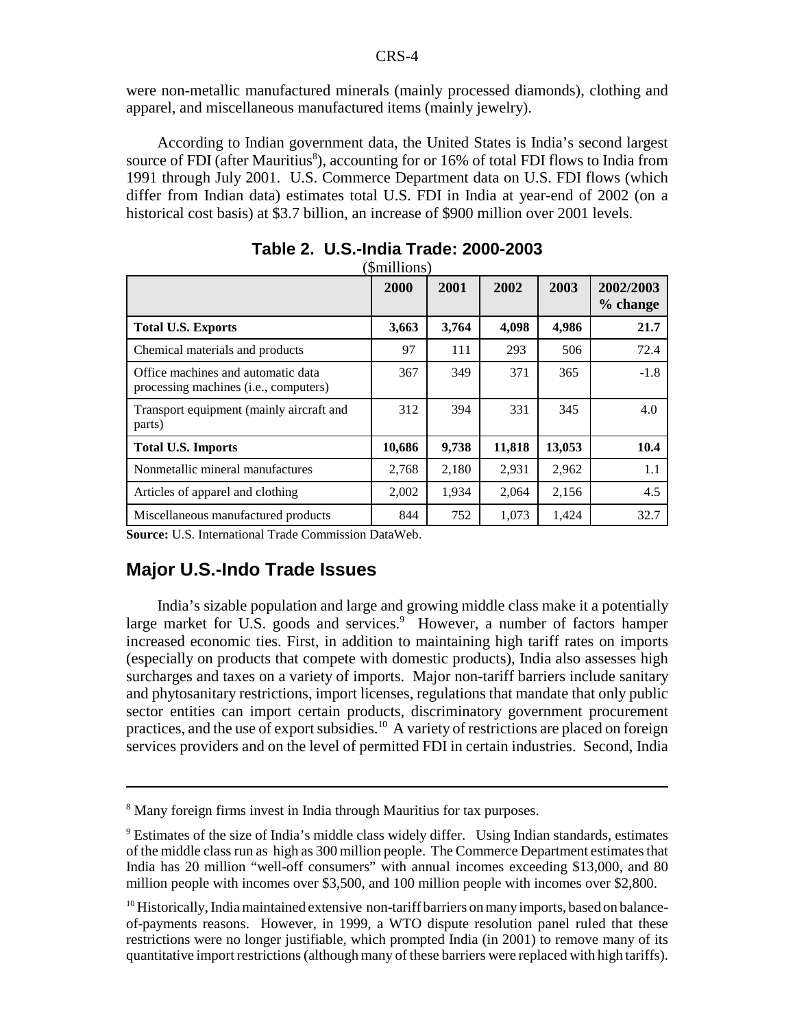were non-metallic manufactured minerals (mainly processed diamonds), clothing and apparel, and miscellaneous manufactured items (mainly jewelry).

According to Indian government data, the United States is India's second largest source of FDI (after Mauritius[8]), accounting for or 16% of total FDI flows to India from 1991 through July 2001. U.S. Commerce Department data on U.S. FDI flows (which differ from Indian data) estimates total U.S. FDI in India at year-end of 2002 (on a historical cost basis) at $3.7 billion, an increase of $900 million over 2001 levels.

**Table 2. U.S.-India Trade: 2000-2003**

($millions)

| | 2000 | 2001 | 2002 | 2003 | 2002/2003 % change |
|---|---|---|---|---|---|
| **Total U.S. Exports** | **3,663** | **3,764** | **4,098** | **4,986** | **21.7** |
| Chemical materials and products | 97 | 111 | 293 | 506 | 72.4 |
| Office machines and automatic data processing machines (i.e., computers) | 367 | 349 | 371 | 365 | -1.8 |
| Transport equipment (mainly aircraft and parts) | 312 | 394 | 331 | 345 | 4.0 |
| **Total U.S. Imports** | **10,686** | **9,738** | **11,818** | **13,053** | **10.4** |
| Nonmetallic mineral manufactures | 2,768 | 2,180 | 2,931 | 2,962 | 1.1 |
| Articles of apparel and clothing | 2,002 | 1,934 | 2,064 | 2,156 | 4.5 |
| Miscellaneous manufactured products | 844 | 752 | 1,073 | 1,424 | 32.7 |

**Source:** U.S. International Trade Commission DataWeb.

## Major U.S.-Indo Trade Issues

India's sizable population and large and growing middle class make it a potentially large market for U.S. goods and services.[9] However, a number of factors hamper increased economic ties. First, in addition to maintaining high tariff rates on imports (especially on products that compete with domestic products), India also assesses high surcharges and taxes on a variety of imports. Major non-tariff barriers include sanitary and phytosanitary restrictions, import licenses, regulations that mandate that only public sector entities can import certain products, discriminatory government procurement practices, and the use of export subsidies.[10] A variety of restrictions are placed on foreign services providers and on the level of permitted FDI in certain industries. Second, India

---

[8] Many foreign firms invest in India through Mauritius for tax purposes.

[9] Estimates of the size of India's middle class widely differ. Using Indian standards, estimates of the middle class run as high as 300 million people. The Commerce Department estimates that India has 20 million "well-off consumers" with annual incomes exceeding $13,000, and 80 million people with incomes over $3,500, and 100 million people with incomes over $2,800.

[10] Historically, India maintained extensive non-tariff barriers on many imports, based on balance-of-payments reasons. However, in 1999, a WTO dispute resolution panel ruled that these restrictions were no longer justifiable, which prompted India (in 2001) to remove many of its quantitative import restrictions (although many of these barriers were replaced with high tariffs).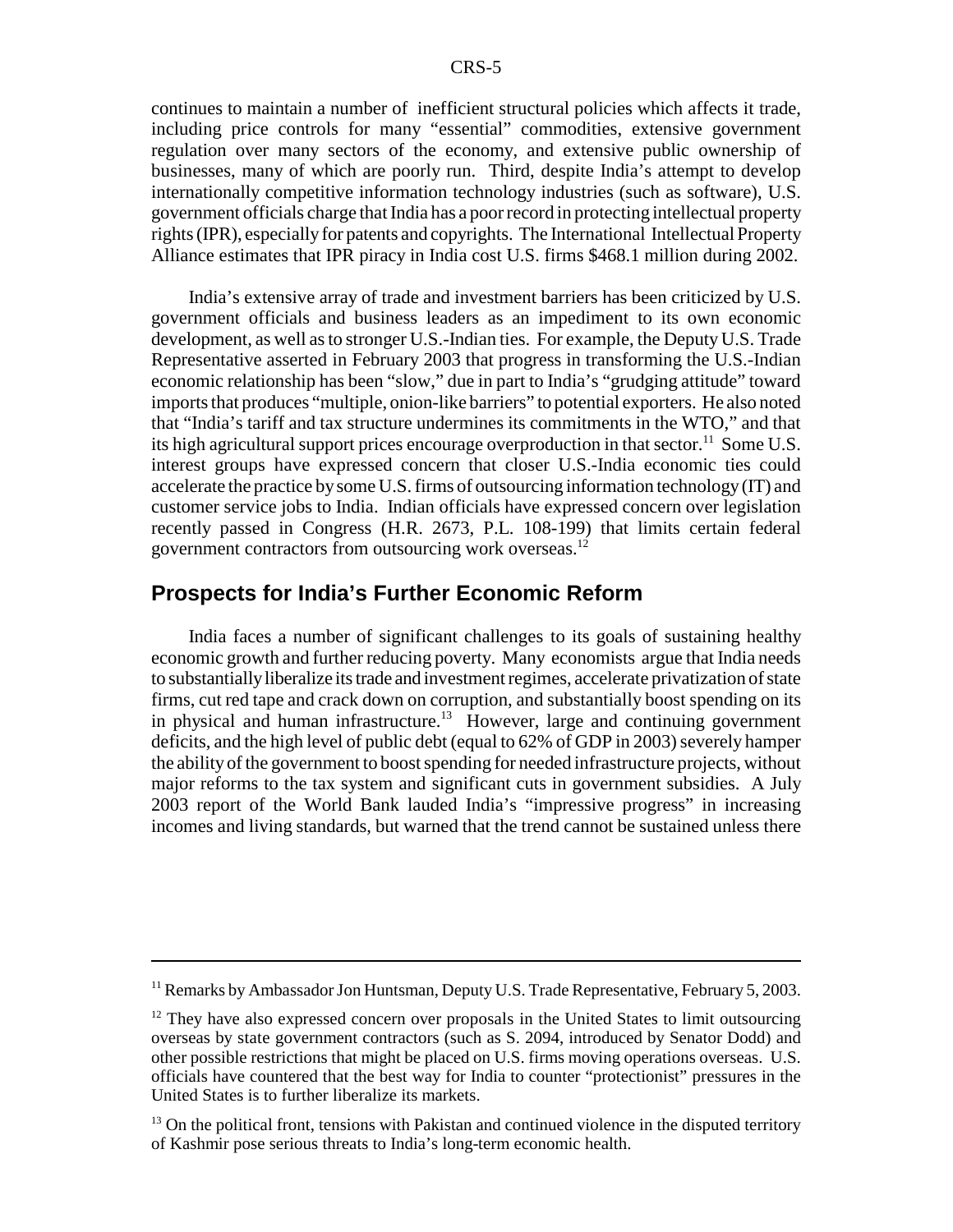continues to maintain a number of inefficient structural policies which affects it trade, including price controls for many "essential" commodities, extensive government regulation over many sectors of the economy, and extensive public ownership of businesses, many of which are poorly run. Third, despite India's attempt to develop internationally competitive information technology industries (such as software), U.S. government officials charge that India has a poor record in protecting intellectual property rights (IPR), especially for patents and copyrights. The International Intellectual Property Alliance estimates that IPR piracy in India cost U.S. firms $468.1 million during 2002.

India's extensive array of trade and investment barriers has been criticized by U.S. government officials and business leaders as an impediment to its own economic development, as well as to stronger U.S.-Indian ties. For example, the Deputy U.S. Trade Representative asserted in February 2003 that progress in transforming the U.S.-Indian economic relationship has been "slow," due in part to India's "grudging attitude" toward imports that produces "multiple, onion-like barriers" to potential exporters. He also noted that "India's tariff and tax structure undermines its commitments in the WTO," and that its high agricultural support prices encourage overproduction in that sector.[11] Some U.S. interest groups have expressed concern that closer U.S.-India economic ties could accelerate the practice by some U.S. firms of outsourcing information technology (IT) and customer service jobs to India. Indian officials have expressed concern over legislation recently passed in Congress (H.R. 2673, P.L. 108-199) that limits certain federal government contractors from outsourcing work overseas.[12]

## Prospects for India's Further Economic Reform

India faces a number of significant challenges to its goals of sustaining healthy economic growth and further reducing poverty. Many economists argue that India needs to substantially liberalize its trade and investment regimes, accelerate privatization of state firms, cut red tape and crack down on corruption, and substantially boost spending on its in physical and human infrastructure.[13] However, large and continuing government deficits, and the high level of public debt (equal to 62% of GDP in 2003) severely hamper the ability of the government to boost spending for needed infrastructure projects, without major reforms to the tax system and significant cuts in government subsidies. A July 2003 report of the World Bank lauded India's "impressive progress" in increasing incomes and living standards, but warned that the trend cannot be sustained unless there

---

[11] Remarks by Ambassador Jon Huntsman, Deputy U.S. Trade Representative, February 5, 2003.

[12] They have also expressed concern over proposals in the United States to limit outsourcing overseas by state government contractors (such as S. 2094, introduced by Senator Dodd) and other possible restrictions that might be placed on U.S. firms moving operations overseas. U.S. officials have countered that the best way for India to counter "protectionist" pressures in the United States is to further liberalize its markets.

[13] On the political front, tensions with Pakistan and continued violence in the disputed territory of Kashmir pose serious threats to India's long-term economic health.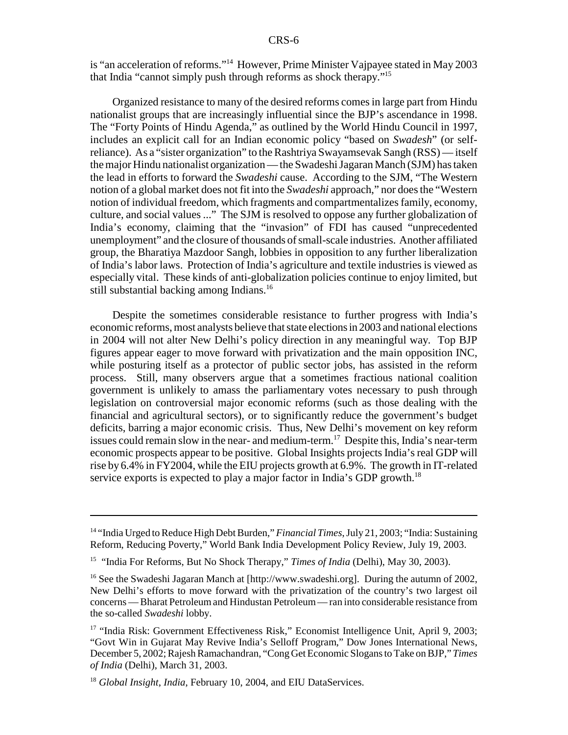is "an acceleration of reforms."[14] However, Prime Minister Vajpayee stated in May 2003 that India "cannot simply push through reforms as shock therapy."[15]

Organized resistance to many of the desired reforms comes in large part from Hindu nationalist groups that are increasingly influential since the BJP's ascendance in 1998. The "Forty Points of Hindu Agenda," as outlined by the World Hindu Council in 1997, includes an explicit call for an Indian economic policy "based on *Swadesh*" (or self-reliance). As a "sister organization" to the Rashtriya Swayamsevak Sangh (RSS) — itself the major Hindu nationalist organization — the Swadeshi Jagaran Manch (SJM) has taken the lead in efforts to forward the *Swadeshi* cause. According to the SJM, "The Western notion of a global market does not fit into the *Swadeshi* approach," nor does the "Western notion of individual freedom, which fragments and compartmentalizes family, economy, culture, and social values ..." The SJM is resolved to oppose any further globalization of India's economy, claiming that the "invasion" of FDI has caused "unprecedented unemployment" and the closure of thousands of small-scale industries. Another affiliated group, the Bharatiya Mazdoor Sangh, lobbies in opposition to any further liberalization of India's labor laws. Protection of India's agriculture and textile industries is viewed as especially vital. These kinds of anti-globalization policies continue to enjoy limited, but still substantial backing among Indians.[16]

Despite the sometimes considerable resistance to further progress with India's economic reforms, most analysts believe that state elections in 2003 and national elections in 2004 will not alter New Delhi's policy direction in any meaningful way. Top BJP figures appear eager to move forward with privatization and the main opposition INC, while posturing itself as a protector of public sector jobs, has assisted in the reform process. Still, many observers argue that a sometimes fractious national coalition government is unlikely to amass the parliamentary votes necessary to push through legislation on controversial major economic reforms (such as those dealing with the financial and agricultural sectors), or to significantly reduce the government's budget deficits, barring a major economic crisis. Thus, New Delhi's movement on key reform issues could remain slow in the near- and medium-term.[17] Despite this, India's near-term economic prospects appear to be positive. Global Insights projects India's real GDP will rise by 6.4% in FY2004, while the EIU projects growth at 6.9%. The growth in IT-related service exports is expected to play a major factor in India's GDP growth.[18]

---

[14] "India Urged to Reduce High Debt Burden," *Financial Times*, July 21, 2003; "India: Sustaining Reform, Reducing Poverty," World Bank India Development Policy Review, July 19, 2003.

[15] "India For Reforms, But No Shock Therapy," *Times of India* (Delhi), May 30, 2003).

[16] See the Swadeshi Jagaran Manch at [http://www.swadeshi.org]. During the autumn of 2002, New Delhi's efforts to move forward with the privatization of the country's two largest oil concerns — Bharat Petroleum and Hindustan Petroleum — ran into considerable resistance from the so-called *Swadeshi* lobby.

[17] "India Risk: Government Effectiveness Risk," Economist Intelligence Unit, April 9, 2003; "Govt Win in Gujarat May Revive India's Selloff Program," Dow Jones International News, December 5, 2002; Rajesh Ramachandran, "Cong Get Economic Slogans to Take on BJP," *Times of India* (Delhi), March 31, 2003.

[18] *Global Insight*, *India*, February 10, 2004, and EIU DataServices.